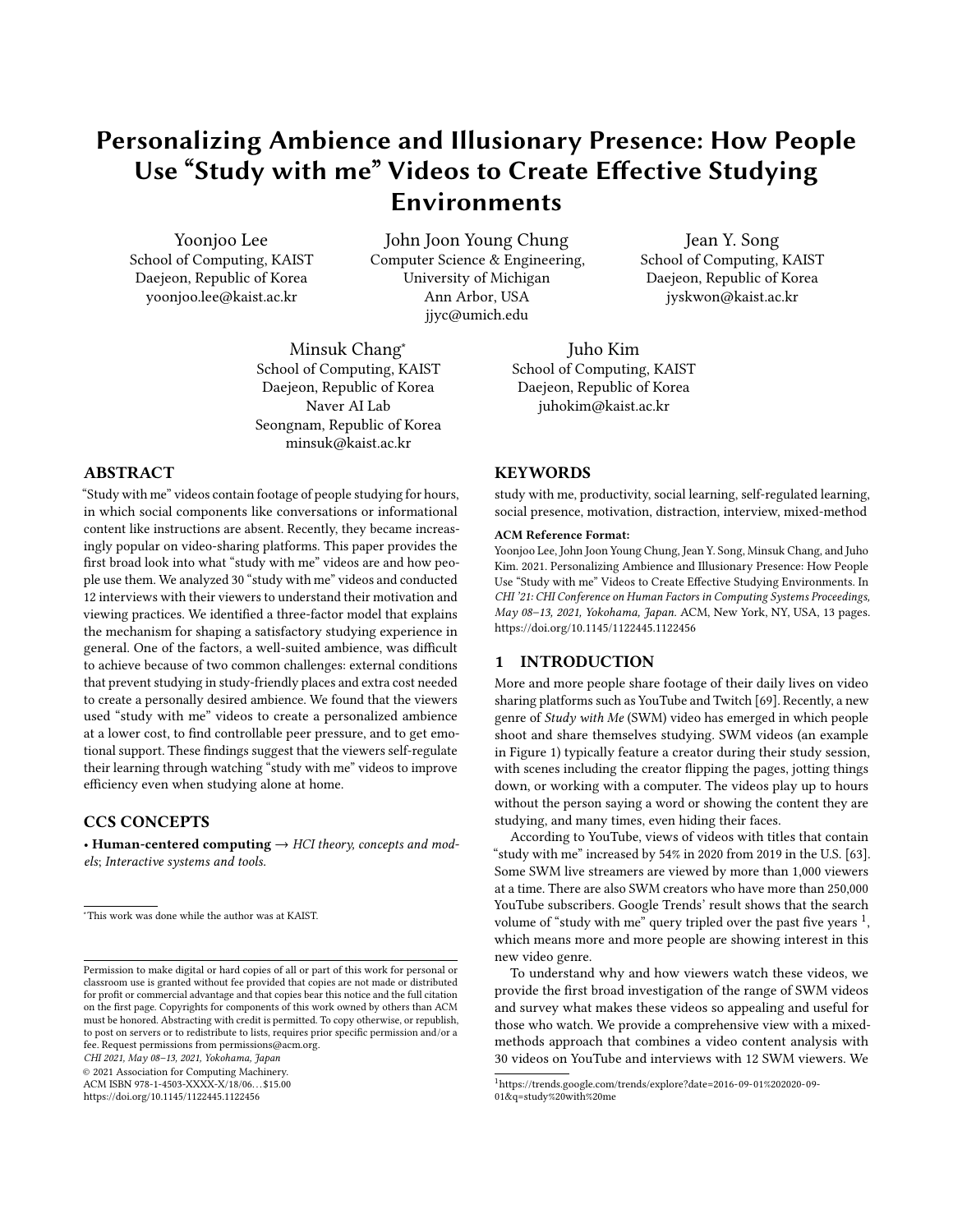# Personalizing Ambience and Illusionary Presence: How People Use "Study with me" Videos to Create Effective Studying Environments

Yoonjoo Lee
School of Computing, KAIST
Daejeon, Republic of Korea
yoonjoo.lee@kaist.ac.kr

John Joon Young Chung
Computer Science & Engineering, University of Michigan
Ann Arbor, USA
jjyc@umich.edu

Jean Y. Song
School of Computing, KAIST
Daejeon, Republic of Korea
jyskwon@kaist.ac.kr

Minsuk Chang*
School of Computing, KAIST
Daejeon, Republic of Korea
Naver AI Lab
Seongnam, Republic of Korea
minsuk@kaist.ac.kr

Juho Kim
School of Computing, KAIST
Daejeon, Republic of Korea
juhokim@kaist.ac.kr

## ABSTRACT

"Study with me" videos contain footage of people studying for hours, in which social components like conversations or informational content like instructions are absent. Recently, they became increasingly popular on video-sharing platforms. This paper provides the first broad look into what "study with me" videos are and how people use them. We analyzed 30 "study with me" videos and conducted 12 interviews with their viewers to understand their motivation and viewing practices. We identified a three-factor model that explains the mechanism for shaping a satisfactory studying experience in general. One of the factors, a well-suited ambience, was difficult to achieve because of two common challenges: external conditions that prevent studying in study-friendly places and extra cost needed to create a personally desired ambience. We found that the viewers used "study with me" videos to create a personalized ambience at a lower cost, to find controllable peer pressure, and to get emotional support. These findings suggest that the viewers self-regulate their learning through watching "study with me" videos to improve efficiency even when studying alone at home.

## CCS CONCEPTS

• **Human-centered computing** → *HCI theory, concepts and models*; *Interactive systems and tools*.

## KEYWORDS

study with me, productivity, social learning, self-regulated learning, social presence, motivation, distraction, interview, mixed-method

**ACM Reference Format:**
Yoonjoo Lee, John Joon Young Chung, Jean Y. Song, Minsuk Chang, and Juho Kim. 2021. Personalizing Ambience and Illusionary Presence: How People Use "Study with me" Videos to Create Effective Studying Environments. In *CHI '21: CHI Conference on Human Factors in Computing Systems Proceedings, May 08–13, 2021, Yokohama, Japan.* ACM, New York, NY, USA, 13 pages. https://doi.org/10.1145/1122445.1122456

## 1 INTRODUCTION

More and more people share footage of their daily lives on video sharing platforms such as YouTube and Twitch [69]. Recently, a new genre of *Study with Me* (SWM) video has emerged in which people shoot and share themselves studying. SWM videos (an example in Figure 1) typically feature a creator during their study session, with scenes including the creator flipping the pages, jotting things down, or working with a computer. The videos play up to hours without the person saying a word or showing the content they are studying, and many times, even hiding their faces.

According to YouTube, views of videos with titles that contain "study with me" increased by 54% in 2020 from 2019 in the U.S. [63]. Some SWM live streamers are viewed by more than 1,000 viewers at a time. There are also SWM creators who have more than 250,000 YouTube subscribers. Google Trends' result shows that the search volume of "study with me" query tripled over the past five years [1], which means more and more people are showing interest in this new video genre.

To understand why and how viewers watch these videos, we provide the first broad investigation of the range of SWM videos and survey what makes these videos so appealing and useful for those who watch. We provide a comprehensive view with a mixed-methods approach that combines a video content analysis with 30 videos on YouTube and interviews with 12 SWM viewers. We

[1] https://trends.google.com/trends/explore?date=2016-09-01%202020-09-01&q=study%20with%20me

*This work was done while the author was at KAIST.

Permission to make digital or hard copies of all or part of this work for personal or classroom use is granted without fee provided that copies are not made or distributed for profit or commercial advantage and that copies bear this notice and the full citation on the first page. Copyrights for components of this work owned by others than ACM must be honored. Abstracting with credit is permitted. To copy otherwise, or republish, to post on servers or to redistribute to lists, requires prior specific permission and/or a fee. Request permissions from permissions@acm.org.
*CHI 2021, May 08–13, 2021, Yokohama, Japan*
© 2021 Association for Computing Machinery.
ACM ISBN 978-1-4503-XXXX-X/18/06…$15.00
https://doi.org/10.1145/1122445.1122456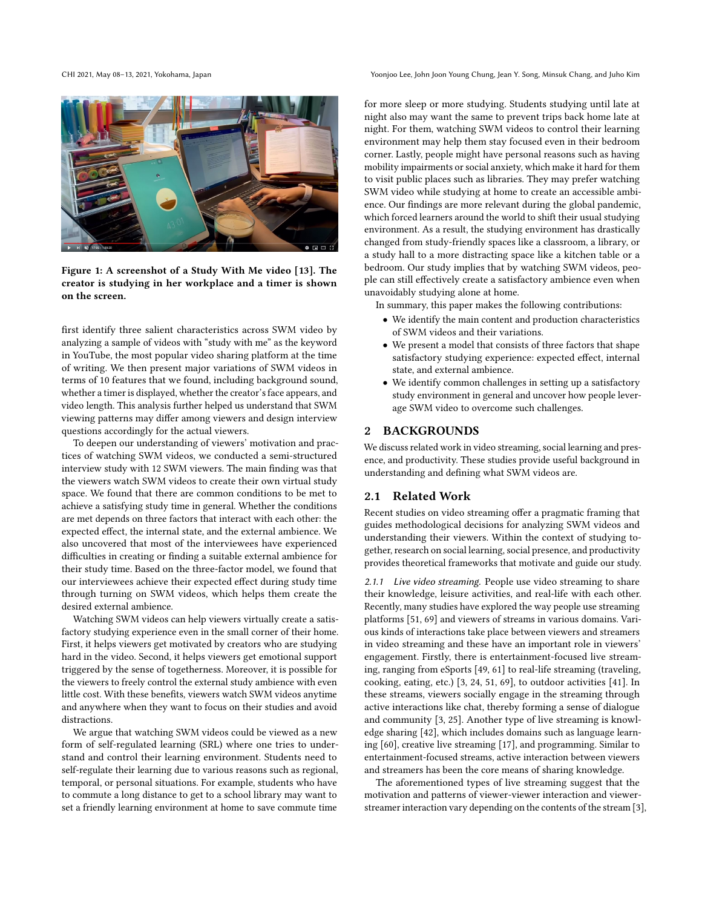Figure 1: A screenshot of a Study With Me video [13]. The creator is studying in her workplace and a timer is shown on the screen.

first identify three salient characteristics across SWM video by analyzing a sample of videos with "study with me" as the keyword in YouTube, the most popular video sharing platform at the time of writing. We then present major variations of SWM videos in terms of 10 features that we found, including background sound, whether a timer is displayed, whether the creator's face appears, and video length. This analysis further helped us understand that SWM viewing patterns may differ among viewers and design interview questions accordingly for the actual viewers.

To deepen our understanding of viewers' motivation and practices of watching SWM videos, we conducted a semi-structured interview study with 12 SWM viewers. The main finding was that the viewers watch SWM videos to create their own virtual study space. We found that there are common conditions to be met to achieve a satisfying study time in general. Whether the conditions are met depends on three factors that interact with each other: the expected effect, the internal state, and the external ambience. We also uncovered that most of the interviewees have experienced difficulties in creating or finding a suitable external ambience for their study time. Based on the three-factor model, we found that our interviewees achieve their expected effect during study time through turning on SWM videos, which helps them create the desired external ambience.

Watching SWM videos can help viewers virtually create a satisfactory studying experience even in the small corner of their home. First, it helps viewers get motivated by creators who are studying hard in the video. Second, it helps viewers get emotional support triggered by the sense of togetherness. Moreover, it is possible for the viewers to freely control the external study ambience with even little cost. With these benefits, viewers watch SWM videos anytime and anywhere when they want to focus on their studies and avoid distractions.

We argue that watching SWM videos could be viewed as a new form of self-regulated learning (SRL) where one tries to understand and control their learning environment. Students need to self-regulate their learning due to various reasons such as regional, temporal, or personal situations. For example, students who have to commute a long distance to get to a school library may want to set a friendly learning environment at home to save commute time for more sleep or more studying. Students studying until late at night also may want the same to prevent trips back home late at night. For them, watching SWM videos to control their learning environment may help them stay focused even in their bedroom corner. Lastly, people might have personal reasons such as having mobility impairments or social anxiety, which make it hard for them to visit public places such as libraries. They may prefer watching SWM video while studying at home to create an accessible ambience. Our findings are more relevant during the global pandemic, which forced learners around the world to shift their usual studying environment. As a result, the studying environment has drastically changed from study-friendly spaces like a classroom, a library, or a study hall to a more distracting space like a kitchen table or a bedroom. Our study implies that by watching SWM videos, people can still effectively create a satisfactory ambience even when unavoidably studying alone at home.

In summary, this paper makes the following contributions:

- We identify the main content and production characteristics of SWM videos and their variations.
- We present a model that consists of three factors that shape satisfactory studying experience: expected effect, internal state, and external ambience.
- We identify common challenges in setting up a satisfactory study environment in general and uncover how people leverage SWM video to overcome such challenges.

## 2 BACKGROUNDS

We discuss related work in video streaming, social learning and presence, and productivity. These studies provide useful background in understanding and defining what SWM videos are.

### 2.1 Related Work

Recent studies on video streaming offer a pragmatic framing that guides methodological decisions for analyzing SWM videos and understanding their viewers. Within the context of studying together, research on social learning, social presence, and productivity provides theoretical frameworks that motivate and guide our study.

*2.1.1 Live video streaming.* People use video streaming to share their knowledge, leisure activities, and real-life with each other. Recently, many studies have explored the way people use streaming platforms [51, 69] and viewers of streams in various domains. Various kinds of interactions take place between viewers and streamers in video streaming and these have an important role in viewers' engagement. Firstly, there is entertainment-focused live streaming, ranging from eSports [49, 61] to real-life streaming (traveling, cooking, eating, etc.) [3, 24, 51, 69], to outdoor activities [41]. In these streams, viewers socially engage in the streaming through active interactions like chat, thereby forming a sense of dialogue and community [3, 25]. Another type of live streaming is knowledge sharing [42], which includes domains such as language learning [60], creative live streaming [17], and programming. Similar to entertainment-focused streams, active interaction between viewers and streamers has been the core means of sharing knowledge.

The aforementioned types of live streaming suggest that the motivation and patterns of viewer-viewer interaction and viewer-streamer interaction vary depending on the contents of the stream [3],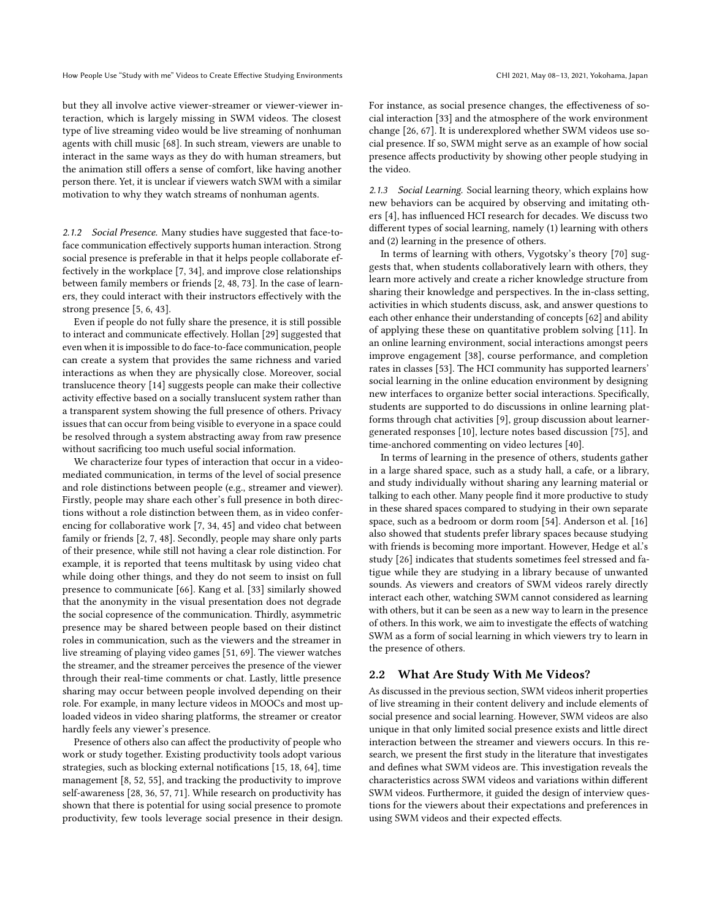but they all involve active viewer-streamer or viewer-viewer interaction, which is largely missing in SWM videos. The closest type of live streaming video would be live streaming of nonhuman agents with chill music [68]. In such stream, viewers are unable to interact in the same ways as they do with human streamers, but the animation still offers a sense of comfort, like having another person there. Yet, it is unclear if viewers watch SWM with a similar motivation to why they watch streams of nonhuman agents.

#### 2.1.2 Social Presence.

Many studies have suggested that face-to-face communication effectively supports human interaction. Strong social presence is preferable in that it helps people collaborate effectively in the workplace [7, 34], and improve close relationships between family members or friends [2, 48, 73]. In the case of learners, they could interact with their instructors effectively with the strong presence [5, 6, 43].

Even if people do not fully share the presence, it is still possible to interact and communicate effectively. Hollan [29] suggested that even when it is impossible to do face-to-face communication, people can create a system that provides the same richness and varied interactions as when they are physically close. Moreover, social translucence theory [14] suggests people can make their collective activity effective based on a socially translucent system rather than a transparent system showing the full presence of others. Privacy issues that can occur from being visible to everyone in a space could be resolved through a system abstracting away from raw presence without sacrificing too much useful social information.

We characterize four types of interaction that occur in a video-mediated communication, in terms of the level of social presence and role distinctions between people (e.g., streamer and viewer). Firstly, people may share each other's full presence in both directions without a role distinction between them, as in video conferencing for collaborative work [7, 34, 45] and video chat between family or friends [2, 7, 48]. Secondly, people may share only parts of their presence, while still not having a clear role distinction. For example, it is reported that teens multitask by using video chat while doing other things, and they do not seem to insist on full presence to communicate [66]. Kang et al. [33] similarly showed that the anonymity in the visual presentation does not degrade the social copresence of the communication. Thirdly, asymmetric presence may be shared between people based on their distinct roles in communication, such as the viewers and the streamer in live streaming of playing video games [51, 69]. The viewer watches the streamer, and the streamer perceives the presence of the viewer through their real-time comments or chat. Lastly, little presence sharing may occur between people involved depending on their role. For example, in many lecture videos in MOOCs and most uploaded videos in video sharing platforms, the streamer or creator hardly feels any viewer's presence.

Presence of others also can affect the productivity of people who work or study together. Existing productivity tools adopt various strategies, such as blocking external notifications [15, 18, 64], time management [8, 52, 55], and tracking the productivity to improve self-awareness [28, 36, 57, 71]. While research on productivity has shown that there is potential for using social presence to promote productivity, few tools leverage social presence in their design. For instance, as social presence changes, the effectiveness of social interaction [33] and the atmosphere of the work environment change [26, 67]. It is underexplored whether SWM videos use social presence. If so, SWM might serve as an example of how social presence affects productivity by showing other people studying in the video.

#### 2.1.3 Social Learning.

Social learning theory, which explains how new behaviors can be acquired by observing and imitating others [4], has influenced HCI research for decades. We discuss two different types of social learning, namely (1) learning with others and (2) learning in the presence of others.

In terms of learning with others, Vygotsky's theory [70] suggests that, when students collaboratively learn with others, they learn more actively and create a richer knowledge structure from sharing their knowledge and perspectives. In the in-class setting, activities in which students discuss, ask, and answer questions to each other enhance their understanding of concepts [62] and ability of applying these these on quantitative problem solving [11]. In an online learning environment, social interactions amongst peers improve engagement [38], course performance, and completion rates in classes [53]. The HCI community has supported learners' social learning in the online education environment by designing new interfaces to organize better social interactions. Specifically, students are supported to do discussions in online learning platforms through chat activities [9], group discussion about learner-generated responses [10], lecture notes based discussion [75], and time-anchored commenting on video lectures [40].

In terms of learning in the presence of others, students gather in a large shared space, such as a study hall, a cafe, or a library, and study individually without sharing any learning material or talking to each other. Many people find it more productive to study in these shared spaces compared to studying in their own separate space, such as a bedroom or dorm room [54]. Anderson et al. [16] also showed that students prefer library spaces because studying with friends is becoming more important. However, Hedge et al.'s study [26] indicates that students sometimes feel stressed and fatigue while they are studying in a library because of unwanted sounds. As viewers and creators of SWM videos rarely directly interact each other, watching SWM cannot considered as learning with others, but it can be seen as a new way to learn in the presence of others. In this work, we aim to investigate the effects of watching SWM as a form of social learning in which viewers try to learn in the presence of others.

## 2.2 What Are Study With Me Videos?

As discussed in the previous section, SWM videos inherit properties of live streaming in their content delivery and include elements of social presence and social learning. However, SWM videos are also unique in that only limited social presence exists and little direct interaction between the streamer and viewers occurs. In this research, we present the first study in the literature that investigates and defines what SWM videos are. This investigation reveals the characteristics across SWM videos and variations within different SWM videos. Furthermore, it guided the design of interview questions for the viewers about their expectations and preferences in using SWM videos and their expected effects.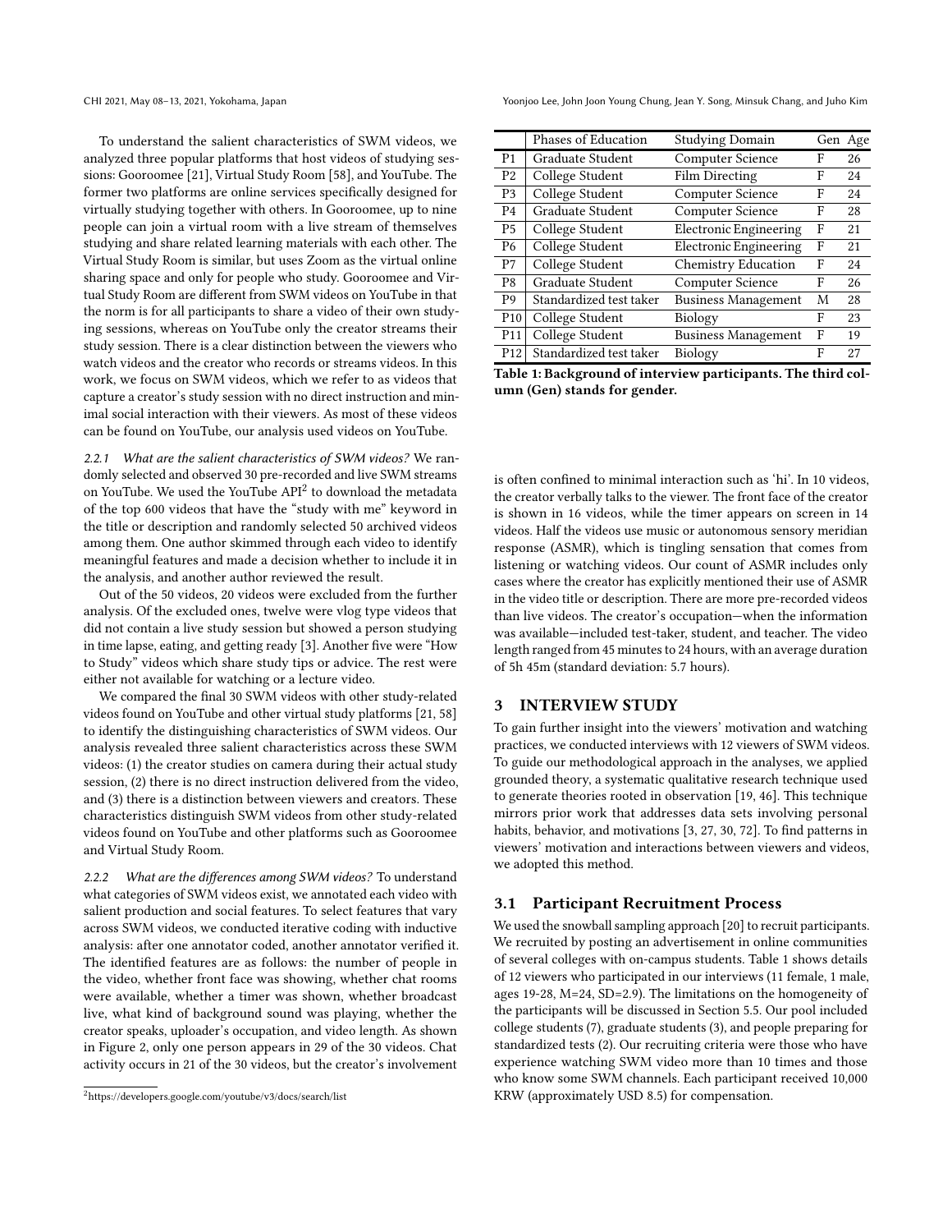To understand the salient characteristics of SWM videos, we analyzed three popular platforms that host videos of studying sessions: Gooroomee [21], Virtual Study Room [58], and YouTube. The former two platforms are online services specifically designed for virtually studying together with others. In Gooroomee, up to nine people can join a virtual room with a live stream of themselves studying and share related learning materials with each other. The Virtual Study Room is similar, but uses Zoom as the virtual online sharing space and only for people who study. Gooroomee and Virtual Study Room are different from SWM videos on YouTube in that the norm is for all participants to share a video of their own studying sessions, whereas on YouTube only the creator streams their study session. There is a clear distinction between the viewers who watch videos and the creator who records or streams videos. In this work, we focus on SWM videos, which we refer to as videos that capture a creator's study session with no direct instruction and minimal social interaction with their viewers. As most of these videos can be found on YouTube, our analysis used videos on YouTube.

*2.2.1 What are the salient characteristics of SWM videos?* We randomly selected and observed 30 pre-recorded and live SWM streams on YouTube. We used the YouTube API[2] to download the metadata of the top 600 videos that have the "study with me" keyword in the title or description and randomly selected 50 archived videos among them. One author skimmed through each video to identify meaningful features and made a decision whether to include it in the analysis, and another author reviewed the result.

Out of the 50 videos, 20 videos were excluded from the further analysis. Of the excluded ones, twelve were vlog type videos that did not contain a live study session but showed a person studying in time lapse, eating, and getting ready [3]. Another five were "How to Study" videos which share study tips or advice. The rest were either not available for watching or a lecture video.

We compared the final 30 SWM videos with other study-related videos found on YouTube and other virtual study platforms [21, 58] to identify the distinguishing characteristics of SWM videos. Our analysis revealed three salient characteristics across these SWM videos: (1) the creator studies on camera during their actual study session, (2) there is no direct instruction delivered from the video, and (3) there is a distinction between viewers and creators. These characteristics distinguish SWM videos from other study-related videos found on YouTube and other platforms such as Gooroomee and Virtual Study Room.

*2.2.2 What are the differences among SWM videos?* To understand what categories of SWM videos exist, we annotated each video with salient production and social features. To select features that vary across SWM videos, we conducted iterative coding with inductive analysis: after one annotator coded, another annotator verified it. The identified features are as follows: the number of people in the video, whether front face was showing, whether chat rooms were available, whether a timer was shown, whether broadcast live, what kind of background sound was playing, whether the creator speaks, uploader's occupation, and video length. As shown in Figure 2, only one person appears in 29 of the 30 videos. Chat activity occurs in 21 of the 30 videos, but the creator's involvement is often confined to minimal interaction such as 'hi'. In 10 videos, the creator verbally talks to the viewer. The front face of the creator is shown in 16 videos, while the timer appears on screen in 14 videos. Half the videos use music or autonomous sensory meridian response (ASMR), which is tingling sensation that comes from listening or watching videos. Our count of ASMR includes only cases where the creator has explicitly mentioned their use of ASMR in the video title or description. There are more pre-recorded videos than live videos. The creator's occupation—when the information was available—included test-taker, student, and teacher. The video length ranged from 45 minutes to 24 hours, with an average duration of 5h 45m (standard deviation: 5.7 hours).

[2] https://developers.google.com/youtube/v3/docs/search/list

| | Phases of Education | Studying Domain | Gen | Age |
|---|---|---|---|---|
| P1 | Graduate Student | Computer Science | F | 26 |
| P2 | College Student | Film Directing | F | 24 |
| P3 | College Student | Computer Science | F | 24 |
| P4 | Graduate Student | Computer Science | F | 28 |
| P5 | College Student | Electronic Engineering | F | 21 |
| P6 | College Student | Electronic Engineering | F | 21 |
| P7 | College Student | Chemistry Education | F | 24 |
| P8 | Graduate Student | Computer Science | F | 26 |
| P9 | Standardized test taker | Business Management | M | 28 |
| P10 | College Student | Biology | F | 23 |
| P11 | College Student | Business Management | F | 19 |
| P12 | Standardized test taker | Biology | F | 27 |

**Table 1: Background of interview participants. The third column (Gen) stands for gender.**

## 3 INTERVIEW STUDY

To gain further insight into the viewers' motivation and watching practices, we conducted interviews with 12 viewers of SWM videos. To guide our methodological approach in the analyses, we applied grounded theory, a systematic qualitative research technique used to generate theories rooted in observation [19, 46]. This technique mirrors prior work that addresses data sets involving personal habits, behavior, and motivations [3, 27, 30, 72]. To find patterns in viewers' motivation and interactions between viewers and videos, we adopted this method.

### 3.1 Participant Recruitment Process

We used the snowball sampling approach [20] to recruit participants. We recruited by posting an advertisement in online communities of several colleges with on-campus students. Table 1 shows details of 12 viewers who participated in our interviews (11 female, 1 male, ages 19-28, M=24, SD=2.9). The limitations on the homogeneity of the participants will be discussed in Section 5.5. Our pool included college students (7), graduate students (3), and people preparing for standardized tests (2). Our recruiting criteria were those who have experience watching SWM video more than 10 times and those who know some SWM channels. Each participant received 10,000 KRW (approximately USD 8.5) for compensation.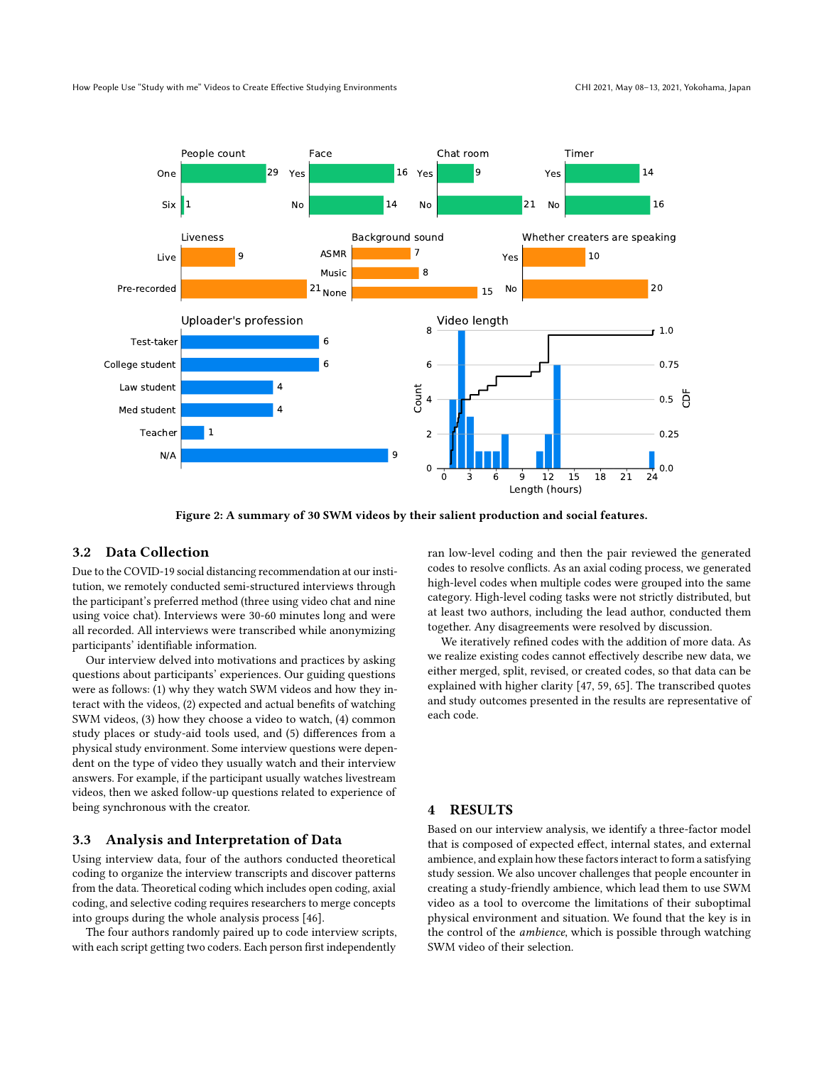Figure 2: A summary of 30 SWM videos by their salient production and social features.

## 3.2 Data Collection

Due to the COVID-19 social distancing recommendation at our institution, we remotely conducted semi-structured interviews through the participant's preferred method (three using video chat and nine using voice chat). Interviews were 30-60 minutes long and were all recorded. All interviews were transcribed while anonymizing participants' identifiable information.

Our interview delved into motivations and practices by asking questions about participants' experiences. Our guiding questions were as follows: (1) why they watch SWM videos and how they interact with the videos, (2) expected and actual benefits of watching SWM videos, (3) how they choose a video to watch, (4) common study places or study-aid tools used, and (5) differences from a physical study environment. Some interview questions were dependent on the type of video they usually watch and their interview answers. For example, if the participant usually watches livestream videos, then we asked follow-up questions related to experience of being synchronous with the creator.

## 3.3 Analysis and Interpretation of Data

Using interview data, four of the authors conducted theoretical coding to organize the interview transcripts and discover patterns from the data. Theoretical coding which includes open coding, axial coding, and selective coding requires researchers to merge concepts into groups during the whole analysis process [46].

The four authors randomly paired up to code interview scripts, with each script getting two coders. Each person first independently ran low-level coding and then the pair reviewed the generated codes to resolve conflicts. As an axial coding process, we generated high-level codes when multiple codes were grouped into the same category. High-level coding tasks were not strictly distributed, but at least two authors, including the lead author, conducted them together. Any disagreements were resolved by discussion.

We iteratively refined codes with the addition of more data. As we realize existing codes cannot effectively describe new data, we either merged, split, revised, or created codes, so that data can be explained with higher clarity [47, 59, 65]. The transcribed quotes and study outcomes presented in the results are representative of each code.

# 4 RESULTS

Based on our interview analysis, we identify a three-factor model that is composed of expected effect, internal states, and external ambience, and explain how these factors interact to form a satisfying study session. We also uncover challenges that people encounter in creating a study-friendly ambience, which lead them to use SWM video as a tool to overcome the limitations of their suboptimal physical environment and situation. We found that the key is in the control of the *ambience*, which is possible through watching SWM video of their selection.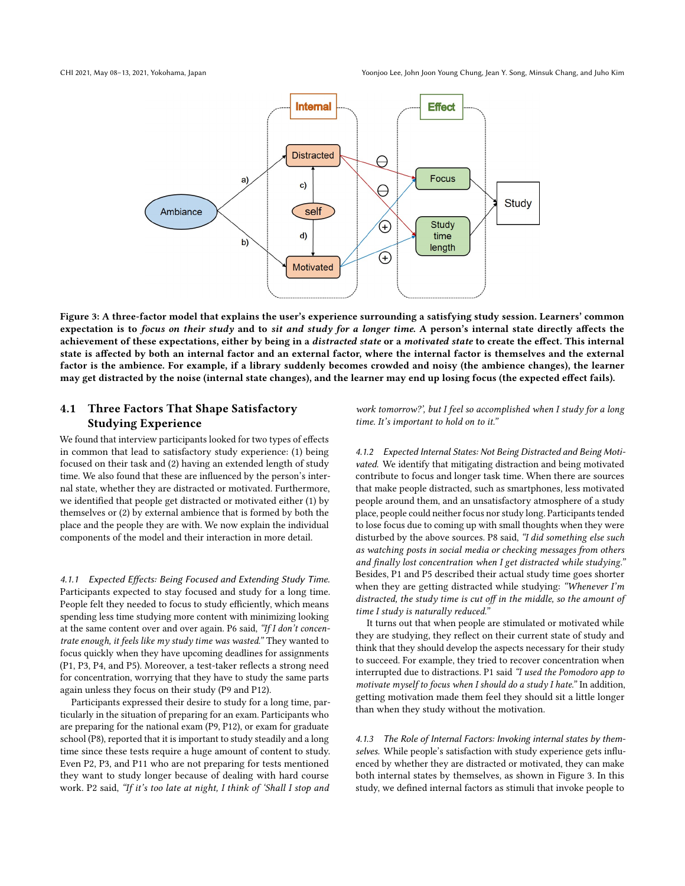**Figure 3: A three-factor model that explains the user's experience surrounding a satisfying study session. Learners' common expectation is to *focus on their study* and to *sit and study for a longer time*. A person's internal state directly affects the achievement of these expectations, either by being in a *distracted state* or a *motivated state* to create the effect. This internal state is affected by both an internal factor and an external factor, where the internal factor is themselves and the external factor is the ambience. For example, if a library suddenly becomes crowded and noisy (the ambience changes), the learner may get distracted by the noise (internal state changes), and the learner may end up losing focus (the expected effect fails).**

## 4.1 Three Factors That Shape Satisfactory Studying Experience

We found that interview participants looked for two types of effects in common that lead to satisfactory study experience: (1) being focused on their task and (2) having an extended length of study time. We also found that these are influenced by the person's internal state, whether they are distracted or motivated. Furthermore, we identified that people get distracted or motivated either (1) by themselves or (2) by external ambience that is formed by both the place and the people they are with. We now explain the individual components of the model and their interaction in more detail.

*4.1.1 Expected Effects: Being Focused and Extending Study Time.* Participants expected to stay focused and study for a long time. People felt they needed to focus to study efficiently, which means spending less time studying more content with minimizing looking at the same content over and over again. P6 said, *"If I don't concentrate enough, it feels like my study time was wasted."* They wanted to focus quickly when they have upcoming deadlines for assignments (P1, P3, P4, and P5). Moreover, a test-taker reflects a strong need for concentration, worrying that they have to study the same parts again unless they focus on their study (P9 and P12).

Participants expressed their desire to study for a long time, particularly in the situation of preparing for an exam. Participants who are preparing for the national exam (P9, P12), or exam for graduate school (P8), reported that it is important to study steadily and a long time since these tests require a huge amount of content to study. Even P2, P3, and P11 who are not preparing for tests mentioned they want to study longer because of dealing with hard course work. P2 said, *"If it's too late at night, I think of 'Shall I stop and work tomorrow?', but I feel so accomplished when I study for a long time. It's important to hold on to it."*

*4.1.2 Expected Internal States: Not Being Distracted and Being Motivated.* We identify that mitigating distraction and being motivated contribute to focus and longer task time. When there are sources that make people distracted, such as smartphones, less motivated people around them, and an unsatisfactory atmosphere of a study place, people could neither focus nor study long. Participants tended to lose focus due to coming up with small thoughts when they were disturbed by the above sources. P8 said, *"I did something else such as watching posts in social media or checking messages from others and finally lost concentration when I get distracted while studying."* Besides, P1 and P5 described their actual study time goes shorter when they are getting distracted while studying: *"Whenever I'm distracted, the study time is cut off in the middle, so the amount of time I study is naturally reduced."*

It turns out that when people are stimulated or motivated while they are studying, they reflect on their current state of study and think that they should develop the aspects necessary for their study to succeed. For example, they tried to recover concentration when interrupted due to distractions. P1 said *"I used the Pomodoro app to motivate myself to focus when I should do a study I hate."* In addition, getting motivation made them feel they should sit a little longer than when they study without the motivation.

*4.1.3 The Role of Internal Factors: Invoking internal states by themselves.* While people's satisfaction with study experience gets influenced by whether they are distracted or motivated, they can make both internal states by themselves, as shown in Figure 3. In this study, we defined internal factors as stimuli that invoke people to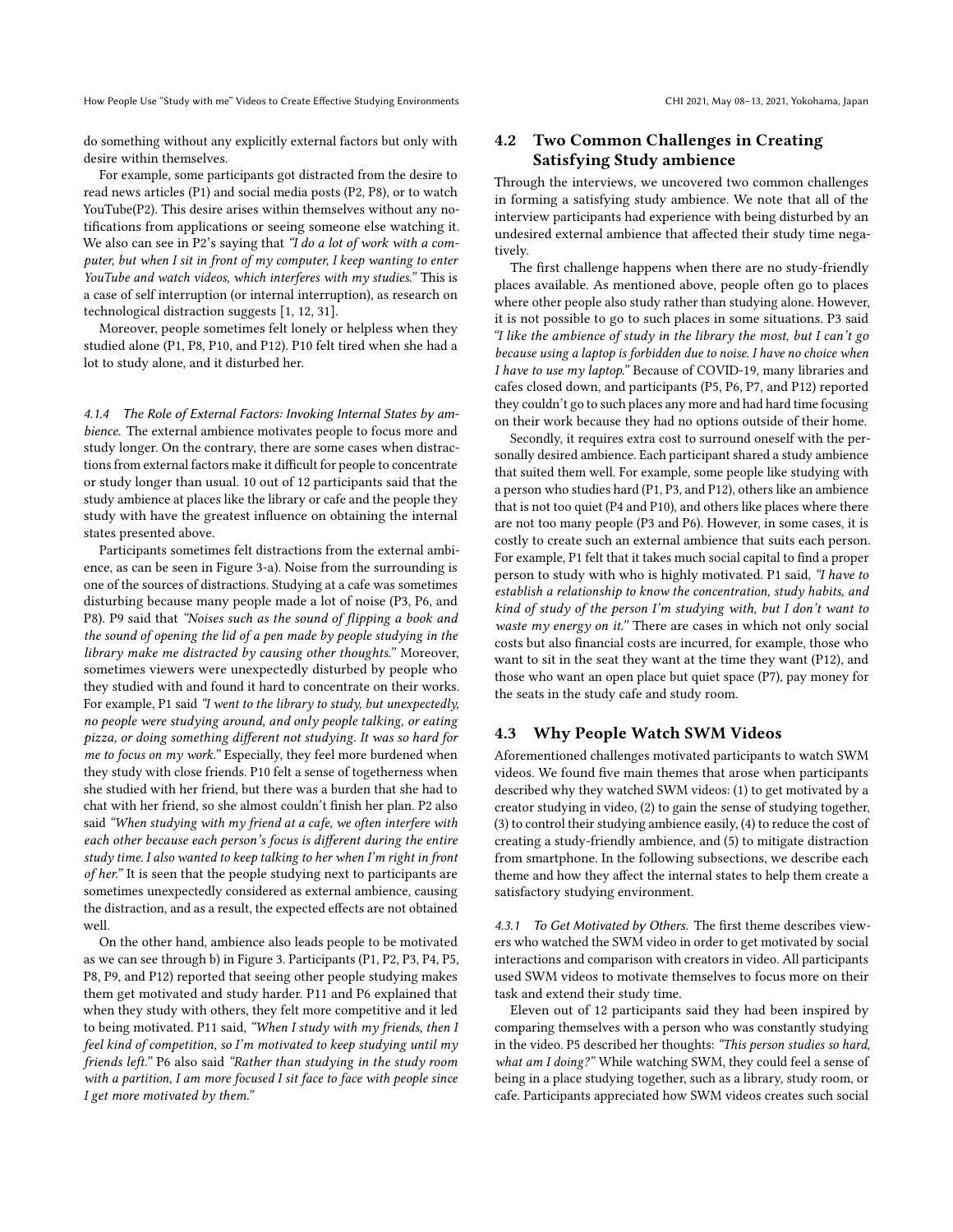do something without any explicitly external factors but only with desire within themselves.

For example, some participants got distracted from the desire to read news articles (P1) and social media posts (P2, P8), or to watch YouTube(P2). This desire arises within themselves without any notifications from applications or seeing someone else watching it. We also can see in P2's saying that *"I do a lot of work with a computer, but when I sit in front of my computer, I keep wanting to enter YouTube and watch videos, which interferes with my studies."* This is a case of self interruption (or internal interruption), as research on technological distraction suggests [1, 12, 31].

Moreover, people sometimes felt lonely or helpless when they studied alone (P1, P8, P10, and P12). P10 felt tired when she had a lot to study alone, and it disturbed her.

#### 4.1.4 The Role of External Factors: Invoking Internal States by ambience.

The external ambience motivates people to focus more and study longer. On the contrary, there are some cases when distractions from external factors make it difficult for people to concentrate or study longer than usual. 10 out of 12 participants said that the study ambience at places like the library or cafe and the people they study with have the greatest influence on obtaining the internal states presented above.

Participants sometimes felt distractions from the external ambience, as can be seen in Figure 3-a). Noise from the surrounding is one of the sources of distractions. Studying at a cafe was sometimes disturbing because many people made a lot of noise (P3, P6, and P8). P9 said that *"Noises such as the sound of flipping a book and the sound of opening the lid of a pen made by people studying in the library make me distracted by causing other thoughts."* Moreover, sometimes viewers were unexpectedly disturbed by people who they studied with and found it hard to concentrate on their works. For example, P1 said *"I went to the library to study, but unexpectedly, no people were studying around, and only people talking, or eating pizza, or doing something different not studying. It was so hard for me to focus on my work."* Especially, they feel more burdened when they study with close friends. P10 felt a sense of togetherness when she studied with her friend, but there was a burden that she had to chat with her friend, so she almost couldn't finish her plan. P2 also said *"When studying with my friend at a cafe, we often interfere with each other because each person's focus is different during the entire study time. I also wanted to keep talking to her when I'm right in front of her."* It is seen that the people studying next to participants are sometimes unexpectedly considered as external ambience, causing the distraction, and as a result, the expected effects are not obtained well.

On the other hand, ambience also leads people to be motivated as we can see through b) in Figure 3. Participants (P1, P2, P3, P4, P5, P8, P9, and P12) reported that seeing other people studying makes them get motivated and study harder. P11 and P6 explained that when they study with others, they felt more competitive and it led to being motivated. P11 said, *"When I study with my friends, then I feel kind of competition, so I'm motivated to keep studying until my friends left."* P6 also said *"Rather than studying in the study room with a partition, I am more focused I sit face to face with people since I get more motivated by them."*

## 4.2 Two Common Challenges in Creating Satisfying Study ambience

Through the interviews, we uncovered two common challenges in forming a satisfying study ambience. We note that all of the interview participants had experience with being disturbed by an undesired external ambience that affected their study time negatively.

The first challenge happens when there are no study-friendly places available. As mentioned above, people often go to places where other people also study rather than studying alone. However, it is not possible to go to such places in some situations. P3 said *"I like the ambience of study in the library the most, but I can't go because using a laptop is forbidden due to noise. I have no choice when I have to use my laptop."* Because of COVID-19, many libraries and cafes closed down, and participants (P5, P6, P7, and P12) reported they couldn't go to such places any more and had hard time focusing on their work because they had no options outside of their home.

Secondly, it requires extra cost to surround oneself with the personally desired ambience. Each participant shared a study ambience that suited them well. For example, some people like studying with a person who studies hard (P1, P3, and P12), others like an ambience that is not too quiet (P4 and P10), and others like places where there are not too many people (P3 and P6). However, in some cases, it is costly to create such an external ambience that suits each person. For example, P1 felt that it takes much social capital to find a proper person to study with who is highly motivated. P1 said, *"I have to establish a relationship to know the concentration, study habits, and kind of study of the person I'm studying with, but I don't want to waste my energy on it."* There are cases in which not only social costs but also financial costs are incurred, for example, those who want to sit in the seat they want at the time they want (P12), and those who want an open place but quiet space (P7), pay money for the seats in the study cafe and study room.

## 4.3 Why People Watch SWM Videos

Aforementioned challenges motivated participants to watch SWM videos. We found five main themes that arose when participants described why they watched SWM videos: (1) to get motivated by a creator studying in video, (2) to gain the sense of studying together, (3) to control their studying ambience easily, (4) to reduce the cost of creating a study-friendly ambience, and (5) to mitigate distraction from smartphone. In the following subsections, we describe each theme and how they affect the internal states to help them create a satisfactory studying environment.

#### 4.3.1 To Get Motivated by Others.

The first theme describes viewers who watched the SWM video in order to get motivated by social interactions and comparison with creators in video. All participants used SWM videos to motivate themselves to focus more on their task and extend their study time.

Eleven out of 12 participants said they had been inspired by comparing themselves with a person who was constantly studying in the video. P5 described her thoughts: *"This person studies so hard, what am I doing?"* While watching SWM, they could feel a sense of being in a place studying together, such as a library, study room, or cafe. Participants appreciated how SWM videos creates such social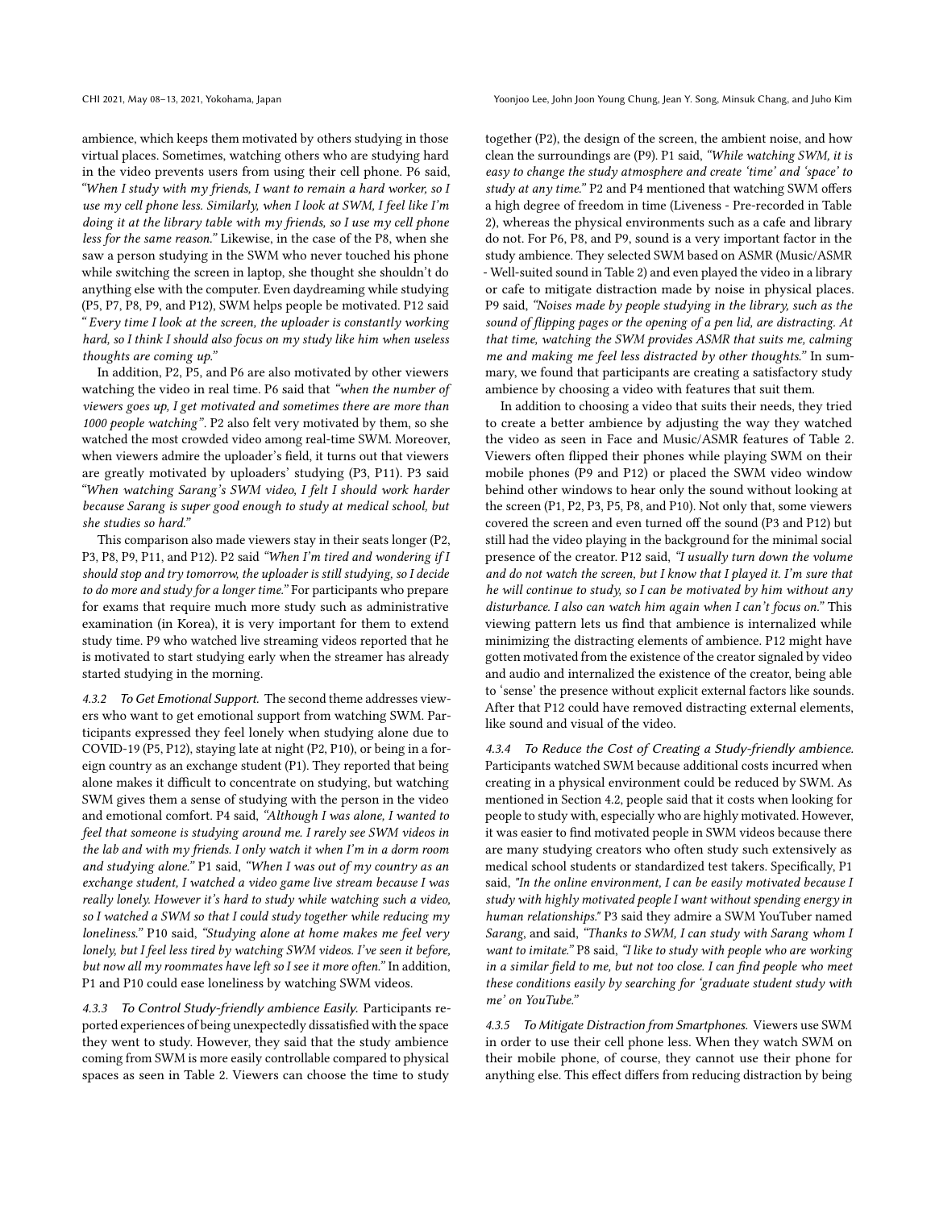ambience, which keeps them motivated by others studying in those virtual places. Sometimes, watching others who are studying hard in the video prevents users from using their cell phone. P6 said, *"When I study with my friends, I want to remain a hard worker, so I use my cell phone less. Similarly, when I look at SWM, I feel like I'm doing it at the library table with my friends, so I use my cell phone less for the same reason."* Likewise, in the case of the P8, when she saw a person studying in the SWM who never touched his phone while switching the screen in laptop, she thought she shouldn't do anything else with the computer. Even daydreaming while studying (P5, P7, P8, P9, and P12), SWM helps people be motivated. P12 said *" Every time I look at the screen, the uploader is constantly working hard, so I think I should also focus on my study like him when useless thoughts are coming up."*

In addition, P2, P5, and P6 are also motivated by other viewers watching the video in real time. P6 said that *"when the number of viewers goes up, I get motivated and sometimes there are more than 1000 people watching"*. P2 also felt very motivated by them, so she watched the most crowded video among real-time SWM. Moreover, when viewers admire the uploader's field, it turns out that viewers are greatly motivated by uploaders' studying (P3, P11). P3 said *"When watching Sarang's SWM video, I felt I should work harder because Sarang is super good enough to study at medical school, but she studies so hard."*

This comparison also made viewers stay in their seats longer (P2, P3, P8, P9, P11, and P12). P2 said *"When I'm tired and wondering if I should stop and try tomorrow, the uploader is still studying, so I decide to do more and study for a longer time."* For participants who prepare for exams that require much more study such as administrative examination (in Korea), it is very important for them to extend study time. P9 who watched live streaming videos reported that he is motivated to start studying early when the streamer has already started studying in the morning.

#### 4.3.2 To Get Emotional Support.

The second theme addresses viewers who want to get emotional support from watching SWM. Participants expressed they feel lonely when studying alone due to COVID-19 (P5, P12), staying late at night (P2, P10), or being in a foreign country as an exchange student (P1). They reported that being alone makes it difficult to concentrate on studying, but watching SWM gives them a sense of studying with the person in the video and emotional comfort. P4 said, *"Although I was alone, I wanted to feel that someone is studying around me. I rarely see SWM videos in the lab and with my friends. I only watch it when I'm in a dorm room and studying alone."* P1 said, *"When I was out of my country as an exchange student, I watched a video game live stream because I was really lonely. However it's hard to study while watching such a video, so I watched a SWM so that I could study together while reducing my loneliness."* P10 said, *"Studying alone at home makes me feel very lonely, but I feel less tired by watching SWM videos. I've seen it before, but now all my roommates have left so I see it more often."* In addition, P1 and P10 could ease loneliness by watching SWM videos.

#### 4.3.3 To Control Study-friendly ambience Easily.

Participants reported experiences of being unexpectedly dissatisfied with the space they went to study. However, they said that the study ambience coming from SWM is more easily controllable compared to physical spaces as seen in Table 2. Viewers can choose the time to study together (P2), the design of the screen, the ambient noise, and how clean the surroundings are (P9). P1 said, *"While watching SWM, it is easy to change the study atmosphere and create 'time' and 'space' to study at any time."* P2 and P4 mentioned that watching SWM offers a high degree of freedom in time (Liveness - Pre-recorded in Table 2), whereas the physical environments such as a cafe and library do not. For P6, P8, and P9, sound is a very important factor in the study ambience. They selected SWM based on ASMR (Music/ASMR - Well-suited sound in Table 2) and even played the video in a library or cafe to mitigate distraction made by noise in physical places. P9 said, *"Noises made by people studying in the library, such as the sound of flipping pages or the opening of a pen lid, are distracting. At that time, watching the SWM provides ASMR that suits me, calming me and making me feel less distracted by other thoughts."* In summary, we found that participants are creating a satisfactory study ambience by choosing a video with features that suit them.

In addition to choosing a video that suits their needs, they tried to create a better ambience by adjusting the way they watched the video as seen in Face and Music/ASMR features of Table 2. Viewers often flipped their phones while playing SWM on their mobile phones (P9 and P12) or placed the SWM video window behind other windows to hear only the sound without looking at the screen (P1, P2, P3, P5, P8, and P10). Not only that, some viewers covered the screen and even turned off the sound (P3 and P12) but still had the video playing in the background for the minimal social presence of the creator. P12 said, *"I usually turn down the volume and do not watch the screen, but I know that I played it. I'm sure that he will continue to study, so I can be motivated by him without any disturbance. I also can watch him again when I can't focus on."* This viewing pattern lets us find that ambience is internalized while minimizing the distracting elements of ambience. P12 might have gotten motivated from the existence of the creator signaled by video and audio and internalized the existence of the creator, being able to 'sense' the presence without explicit external factors like sounds. After that P12 could have removed distracting external elements, like sound and visual of the video.

#### 4.3.4 To Reduce the Cost of Creating a Study-friendly ambience.

Participants watched SWM because additional costs incurred when creating in a physical environment could be reduced by SWM. As mentioned in Section 4.2, people said that it costs when looking for people to study with, especially who are highly motivated. However, it was easier to find motivated people in SWM videos because there are many studying creators who often study such extensively as medical school students or standardized test takers. Specifically, P1 said, *"In the online environment, I can be easily motivated because I study with highly motivated people I want without spending energy in human relationships."* P3 said they admire a SWM YouTuber named *Sarang*, and said, *"Thanks to SWM, I can study with Sarang whom I want to imitate."* P8 said, *"I like to study with people who are working in a similar field to me, but not too close. I can find people who meet these conditions easily by searching for 'graduate student study with me' on YouTube."*

#### 4.3.5 To Mitigate Distraction from Smartphones.

Viewers use SWM in order to use their cell phone less. When they watch SWM on their mobile phone, of course, they cannot use their phone for anything else. This effect differs from reducing distraction by being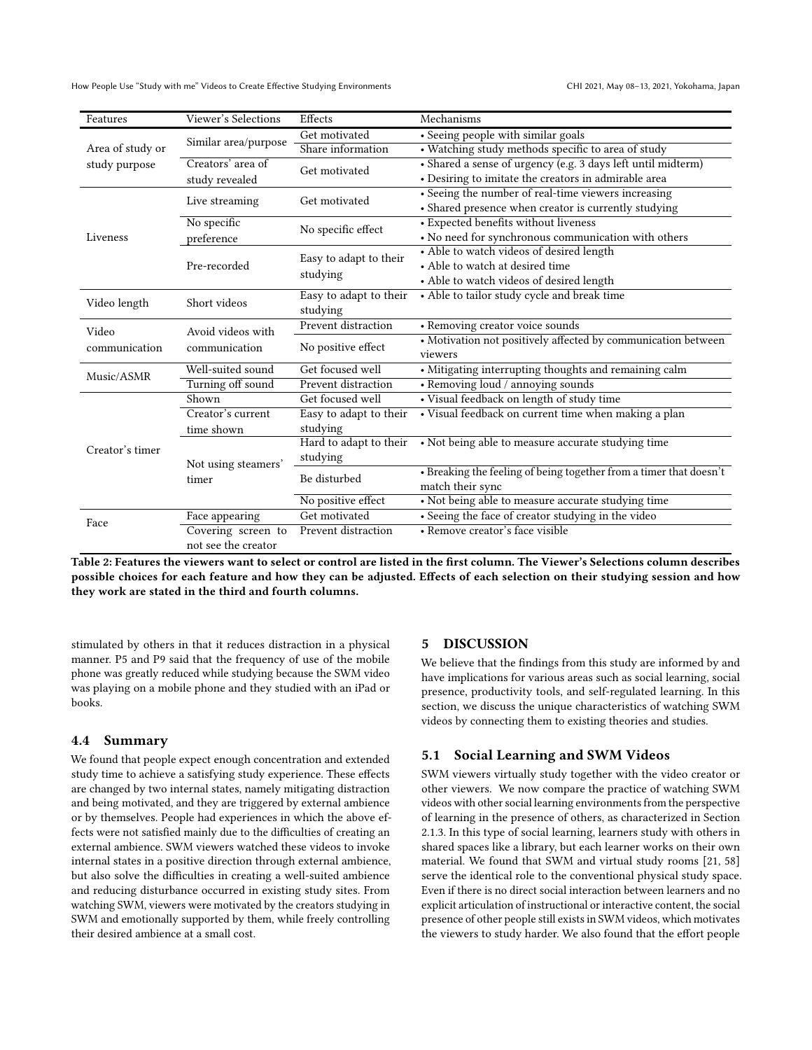| Features | Viewer's Selections | Effects | Mechanisms |
|---|---|---|---|
| Area of study or study purpose | Similar area/purpose | Get motivated | • Seeing people with similar goals |
| | | Share information | • Watching study methods specific to area of study |
| | Creators' area of study revealed | Get motivated | • Shared a sense of urgency (e.g. 3 days left until midterm)<br>• Desiring to imitate the creators in admirable area |
| Liveness | Live streaming | Get motivated | • Seeing the number of real-time viewers increasing<br>• Shared presence when creator is currently studying |
| | No specific preference | No specific effect | • Expected benefits without liveness<br>• No need for synchronous communication with others |
| | Pre-recorded | Easy to adapt to their studying | • Able to watch videos of desired length<br>• Able to watch at desired time<br>• Able to watch videos of desired length |
| Video length | Short videos | Easy to adapt to their studying | • Able to tailor study cycle and break time |
| Video communication | Avoid videos with communication | Prevent distraction | • Removing creator voice sounds |
| | | No positive effect | • Motivation not positively affected by communication between viewers |
| Music/ASMR | Well-suited sound | Get focused well | • Mitigating interrupting thoughts and remaining calm |
| | Turning off sound | Prevent distraction | • Removing loud / annoying sounds |
| Creator's timer | Shown | Get focused well | • Visual feedback on length of study time |
| | Creator's current time shown | Easy to adapt to their studying | • Visual feedback on current time when making a plan |
| | Not using steamers' timer | Hard to adapt to their studying | • Not being able to measure accurate studying time |
| | | Be disturbed | • Breaking the feeling of being together from a timer that doesn't match their sync |
| | | No positive effect | • Not being able to measure accurate studying time |
| Face | Face appearing | Get motivated | • Seeing the face of creator studying in the video |
| | Covering screen to not see the creator | Prevent distraction | • Remove creator's face visible |

**Table 2: Features the viewers want to select or control are listed in the first column. The Viewer's Selections column describes possible choices for each feature and how they can be adjusted. Effects of each selection on their studying session and how they work are stated in the third and fourth columns.**

stimulated by others in that it reduces distraction in a physical manner. P5 and P9 said that the frequency of use of the mobile phone was greatly reduced while studying because the SWM video was playing on a mobile phone and they studied with an iPad or books.

### 4.4 Summary

We found that people expect enough concentration and extended study time to achieve a satisfying study experience. These effects are changed by two internal states, namely mitigating distraction and being motivated, and they are triggered by external ambience or by themselves. People had experiences in which the above effects were not satisfied mainly due to the difficulties of creating an external ambience. SWM viewers watched these videos to invoke internal states in a positive direction through external ambience, but also solve the difficulties in creating a well-suited ambience and reducing disturbance occurred in existing study sites. From watching SWM, viewers were motivated by the creators studying in SWM and emotionally supported by them, while freely controlling their desired ambience at a small cost.

## 5 DISCUSSION

We believe that the findings from this study are informed by and have implications for various areas such as social learning, social presence, productivity tools, and self-regulated learning. In this section, we discuss the unique characteristics of watching SWM videos by connecting them to existing theories and studies.

### 5.1 Social Learning and SWM Videos

SWM viewers virtually study together with the video creator or other viewers. We now compare the practice of watching SWM videos with other social learning environments from the perspective of learning in the presence of others, as characterized in Section 2.1.3. In this type of social learning, learners study with others in shared spaces like a library, but each learner works on their own material. We found that SWM and virtual study rooms [21, 58] serve the identical role to the conventional physical study space. Even if there is no direct social interaction between learners and no explicit articulation of instructional or interactive content, the social presence of other people still exists in SWM videos, which motivates the viewers to study harder. We also found that the effort people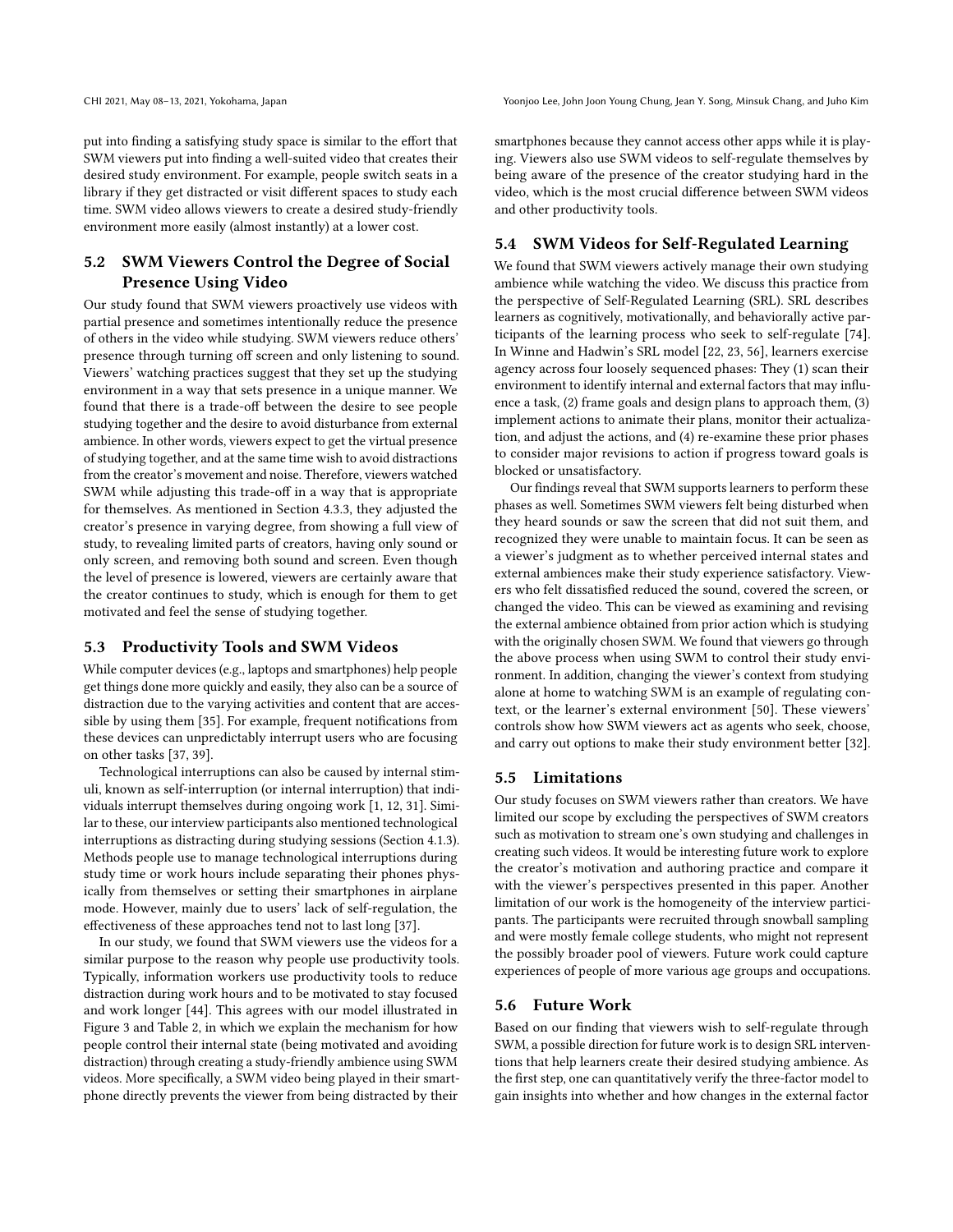put into finding a satisfying study space is similar to the effort that SWM viewers put into finding a well-suited video that creates their desired study environment. For example, people switch seats in a library if they get distracted or visit different spaces to study each time. SWM video allows viewers to create a desired study-friendly environment more easily (almost instantly) at a lower cost.

## 5.2 SWM Viewers Control the Degree of Social Presence Using Video

Our study found that SWM viewers proactively use videos with partial presence and sometimes intentionally reduce the presence of others in the video while studying. SWM viewers reduce others' presence through turning off screen and only listening to sound. Viewers' watching practices suggest that they set up the studying environment in a way that sets presence in a unique manner. We found that there is a trade-off between the desire to see people studying together and the desire to avoid disturbance from external ambience. In other words, viewers expect to get the virtual presence of studying together, and at the same time wish to avoid distractions from the creator's movement and noise. Therefore, viewers watched SWM while adjusting this trade-off in a way that is appropriate for themselves. As mentioned in Section 4.3.3, they adjusted the creator's presence in varying degree, from showing a full view of study, to revealing limited parts of creators, having only sound or only screen, and removing both sound and screen. Even though the level of presence is lowered, viewers are certainly aware that the creator continues to study, which is enough for them to get motivated and feel the sense of studying together.

## 5.3 Productivity Tools and SWM Videos

While computer devices (e.g., laptops and smartphones) help people get things done more quickly and easily, they also can be a source of distraction due to the varying activities and content that are accessible by using them [35]. For example, frequent notifications from these devices can unpredictably interrupt users who are focusing on other tasks [37, 39].

Technological interruptions can also be caused by internal stimuli, known as self-interruption (or internal interruption) that individuals interrupt themselves during ongoing work [1, 12, 31]. Similar to these, our interview participants also mentioned technological interruptions as distracting during studying sessions (Section 4.1.3). Methods people use to manage technological interruptions during study time or work hours include separating their phones physically from themselves or setting their smartphones in airplane mode. However, mainly due to users' lack of self-regulation, the effectiveness of these approaches tend not to last long [37].

In our study, we found that SWM viewers use the videos for a similar purpose to the reason why people use productivity tools. Typically, information workers use productivity tools to reduce distraction during work hours and to be motivated to stay focused and work longer [44]. This agrees with our model illustrated in Figure 3 and Table 2, in which we explain the mechanism for how people control their internal state (being motivated and avoiding distraction) through creating a study-friendly ambience using SWM videos. More specifically, a SWM video being played in their smartphone directly prevents the viewer from being distracted by their smartphones because they cannot access other apps while it is playing. Viewers also use SWM videos to self-regulate themselves by being aware of the presence of the creator studying hard in the video, which is the most crucial difference between SWM videos and other productivity tools.

## 5.4 SWM Videos for Self-Regulated Learning

We found that SWM viewers actively manage their own studying ambience while watching the video. We discuss this practice from the perspective of Self-Regulated Learning (SRL). SRL describes learners as cognitively, motivationally, and behaviorally active participants of the learning process who seek to self-regulate [74]. In Winne and Hadwin's SRL model [22, 23, 56], learners exercise agency across four loosely sequenced phases: They (1) scan their environment to identify internal and external factors that may influence a task, (2) frame goals and design plans to approach them, (3) implement actions to animate their plans, monitor their actualization, and adjust the actions, and (4) re-examine these prior phases to consider major revisions to action if progress toward goals is blocked or unsatisfactory.

Our findings reveal that SWM supports learners to perform these phases as well. Sometimes SWM viewers felt being disturbed when they heard sounds or saw the screen that did not suit them, and recognized they were unable to maintain focus. It can be seen as a viewer's judgment as to whether perceived internal states and external ambiences make their study experience satisfactory. Viewers who felt dissatisfied reduced the sound, covered the screen, or changed the video. This can be viewed as examining and revising the external ambience obtained from prior action which is studying with the originally chosen SWM. We found that viewers go through the above process when using SWM to control their study environment. In addition, changing the viewer's context from studying alone at home to watching SWM is an example of regulating context, or the learner's external environment [50]. These viewers' controls show how SWM viewers act as agents who seek, choose, and carry out options to make their study environment better [32].

## 5.5 Limitations

Our study focuses on SWM viewers rather than creators. We have limited our scope by excluding the perspectives of SWM creators such as motivation to stream one's own studying and challenges in creating such videos. It would be interesting future work to explore the creator's motivation and authoring practice and compare it with the viewer's perspectives presented in this paper. Another limitation of our work is the homogeneity of the interview participants. The participants were recruited through snowball sampling and were mostly female college students, who might not represent the possibly broader pool of viewers. Future work could capture experiences of people of more various age groups and occupations.

## 5.6 Future Work

Based on our finding that viewers wish to self-regulate through SWM, a possible direction for future work is to design SRL interventions that help learners create their desired studying ambience. As the first step, one can quantitatively verify the three-factor model to gain insights into whether and how changes in the external factor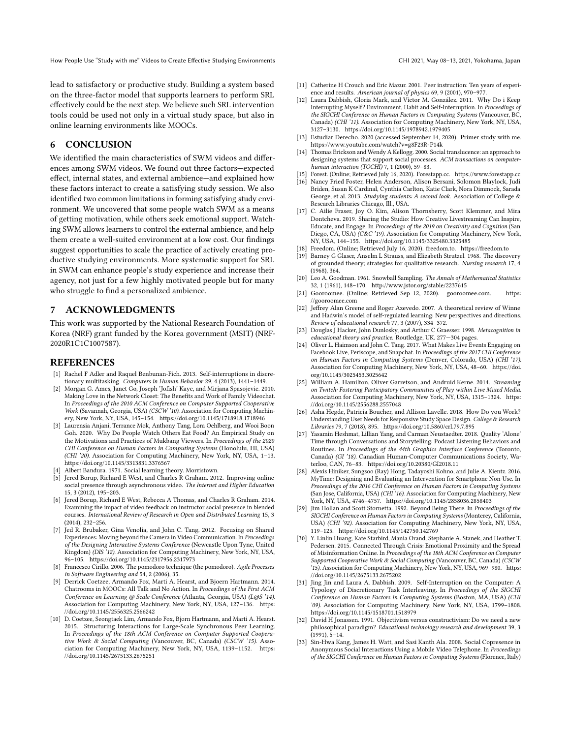lead to satisfactory or productive study. Building a system based on the three-factor model that supports learners to perform SRL effectively could be the next step. We believe such SRL intervention tools could be used not only in a virtual study space, but also in online learning environments like MOOCs.

## 6 CONCLUSION

We identified the main characteristics of SWM videos and differences among SWM videos. We found out three factors—expected effect, internal states, and external ambience—and explained how these factors interact to create a satisfying study session. We also identified two common limitations in forming satisfying study environment. We uncovered that some people watch SWM as a means of getting motivation, while others seek emotional support. Watching SWM allows learners to control the external ambience, and help them create a well-suited environment at a low cost. Our findings suggest opportunities to scale the practice of actively creating productive studying environments. More systematic support for SRL in SWM can enhance people's study experience and increase their agency, not just for a few highly motivated people but for many who struggle to find a personalized ambience.

## 7 ACKNOWLEDGMENTS

This work was supported by the National Research Foundation of Korea (NRF) grant funded by the Korea government (MSIT) (NRF-2020R1C1C1007587).

## REFERENCES

[1] Rachel F Adler and Raquel Benbunan-Fich. 2013. Self-interruptions in discretionary multitasking. *Computers in Human Behavior* 29, 4 (2013), 1441–1449.

[2] Morgan G. Ames, Janet Go, Joseph 'Jofish' Kaye, and Mirjana Spasojevic. 2010. Making Love in the Network Closet: The Benefits and Work of Family Videochat. In *Proceedings of the 2010 ACM Conference on Computer Supported Cooperative Work* (Savannah, Georgia, USA) *(CSCW '10)*. Association for Computing Machinery, New York, NY, USA, 145–154. https://doi.org/10.1145/1718918.1718946

[3] Laurensia Anjani, Terrance Mok, Anthony Tang, Lora Oehlberg, and Wooi Boon Goh. 2020. Why Do People Watch Others Eat Food? An Empirical Study on the Motivations and Practices of Mukbang Viewers. In *Proceedings of the 2020 CHI Conference on Human Factors in Computing Systems* (Honolulu, HI, USA) *(CHI '20)*. Association for Computing Machinery, New York, NY, USA, 1–13. https://doi.org/10.1145/3313831.3376567

[4] Albert Bandura. 1971. Social learning theory. Morristown.

[5] Jered Borup, Richard E West, and Charles R Graham. 2012. Improving online social presence through asynchronous video. *The Internet and Higher Education* 15, 3 (2012), 195–203.

[6] Jered Borup, Richard E West, Rebecca A Thomas, and Charles R Graham. 2014. Examining the impact of video feedback on instructor social presence in blended courses. *International Review of Research in Open and Distributed Learning* 15, 3 (2014), 232–256.

[7] Jed R. Brubaker, Gina Venolia, and John C. Tang. 2012. Focusing on Shared Experiences: Moving beyond the Camera in Video Communication. In *Proceedings of the Designing Interactive Systems Conference* (Newcastle Upon Tyne, United Kingdom) *(DIS '12)*. Association for Computing Machinery, New York, NY, USA, 96–105. https://doi.org/10.1145/2317956.2317973

[8] Francesco Cirillo. 2006. The pomodoro technique (the pomodoro). *Agile Processes in Software Engineering and* 54, 2 (2006), 35.

[9] Derrick Coetzee, Armando Fox, Marti A. Hearst, and Bjoern Hartmann. 2014. Chatrooms in MOOCs: All Talk and No Action. In *Proceedings of the First ACM Conference on Learning @ Scale Conference* (Atlanta, Georgia, USA) *(L@S '14)*. Association for Computing Machinery, New York, NY, USA, 127–136. https://doi.org/10.1145/2556325.2566242

[10] D. Coetzee, Seongtaek Lim, Armando Fox, Bjorn Hartmann, and Marti A. Hearst. 2015. Structuring Interactions for Large-Scale Synchronous Peer Learning. In *Proceedings of the 18th ACM Conference on Computer Supported Cooperative Work & Social Computing* (Vancouver, BC, Canada) *(CSCW '15)*. Association for Computing Machinery, New York, NY, USA, 1139–1152. https://doi.org/10.1145/2675133.2675251

[11] Catherine H Crouch and Eric Mazur. 2001. Peer instruction: Ten years of experience and results. *American journal of physics* 69, 9 (2001), 970–977.

[12] Laura Dabbish, Gloria Mark, and Víctor M. González. 2011. Why Do i Keep Interrupting Myself? Environment, Habit and Self-Interruption. In *Proceedings of the SIGCHI Conference on Human Factors in Computing Systems* (Vancouver, BC, Canada) *(CHI '11)*. Association for Computing Machinery, New York, NY, USA, 3127–3130. https://doi.org/10.1145/1978942.1979405

[13] Estudiar Derecho. 2020 (accessed September 14, 2020). Primer study with me. https://www.youtube.com/watch?v=g8F23R-P14k

[14] Thomas Erickson and Wendy A Kellogg. 2000. Social translucence: an approach to designing systems that support social processes. *ACM transactions on computer-human interaction (TOCHI)* 7, 1 (2000), 59–83.

[15] Forest. (Online; Retrieved July 16, 2020). Forestapp.cc. https://www.forestapp.cc

[16] Nancy Fried Foster, Helen Anderson, Alison Bersani, Solomon Blaylock, Judi Briden, Susan K Cardinal, Cynthia Carlton, Katie Clark, Nora Dimmock, Sarada George, et al. 2013. *Studying students: A second look*. Association of College & Research Libraries Chicago, Ill., USA.

[17] C. Ailie Fraser, Joy O. Kim, Alison Thornsberry, Scott Klemmer, and Mira Dontcheva. 2019. Sharing the Studio: How Creative Livestreaming Can Inspire, Educate, and Engage. In *Proceedings of the 2019 on Creativity and Cognition* (San Diego, CA, USA) *(C&C '19)*. Association for Computing Machinery, New York, NY, USA, 144–155. https://doi.org/10.1145/3325480.3325485

[18] Freedom. (Online; Retrieved July 16, 2020). freedom.to. https://freedom.to

[19] Barney G Glaser, Anselm L Strauss, and Elizabeth Strutzel. 1968. The discovery of grounded theory; strategies for qualitative research. *Nursing research* 17, 4 (1968), 364.

[20] Leo A. Goodman. 1961. Snowball Sampling. *The Annals of Mathematical Statistics* 32, 1 (1961), 148–170. http://www.jstor.org/stable/2237615

[21] Gooroomee. (Online; Retrieved Sep 12, 2020). gooroomee.com. https://gooroomee.com

[22] Jeffrey Alan Greene and Roger Azevedo. 2007. A theoretical review of Winne and Hadwin's model of self-regulated learning: New perspectives and directions. *Review of educational research* 77, 3 (2007), 334–372.

[23] Douglas J Hacker, John Dunlosky, and Arthur C Graesser. 1998. *Metacognition in educational theory and practice*. Routledge, UK. 277—304 pages.

[24] Oliver L. Haimson and John C. Tang. 2017. What Makes Live Events Engaging on Facebook Live, Periscope, and Snapchat. In *Proceedings of the 2017 CHI Conference on Human Factors in Computing Systems* (Denver, Colorado, USA) *(CHI '17)*. Association for Computing Machinery, New York, NY, USA, 48–60. https://doi.org/10.1145/3025453.3025642

[25] William A. Hamilton, Oliver Garretson, and Andruid Kerne. 2014. *Streaming on Twitch: Fostering Participatory Communities of Play within Live Mixed Media*. Association for Computing Machinery, New York, NY, USA, 1315–1324. https://doi.org/10.1145/2556288.2557048

[26] Asha Hegde, Patricia Boucher, and Allison Lavelle. 2018. How Do you Work? Understanding User Needs for Responsive Study Space Design. *College & Research Libraries* 79, 7 (2018), 895. https://doi.org/10.5860/crl.79.7.895

[27] Yasamin Heshmat, Lillian Yang, and Carman Neustaedter. 2018. Quality 'Alone' Time through Conversations and Storytelling: Podcast Listening Behaviors and Routines. In *Proceedings of the 44th Graphics Interface Conference* (Toronto, Canada) *(GI '18)*. Canadian Human-Computer Communications Society, Waterloo, CAN, 76–83. https://doi.org/10.20380/GI2018.11

[28] Alexis Hiniker, Sungsoo (Ray) Hong, Tadayoshi Kohno, and Julie A. Kientz. 2016. MyTime: Designing and Evaluating an Intervention for Smartphone Non-Use. In *Proceedings of the 2016 CHI Conference on Human Factors in Computing Systems* (San Jose, California, USA) *(CHI '16)*. Association for Computing Machinery, New York, NY, USA, 4746–4757. https://doi.org/10.1145/2858036.2858403

[29] Jim Hollan and Scott Stornetta. 1992. Beyond Being There. In *Proceedings of the SIGCHI Conference on Human Factors in Computing Systems* (Monterey, California, USA) *(CHI '92)*. Association for Computing Machinery, New York, NY, USA, 119–125. https://doi.org/10.1145/142750.142769

[30] Y. Linlin Huang, Kate Starbird, Mania Orand, Stephanie A. Stanek, and Heather T. Pedersen. 2015. Connected Through Crisis: Emotional Proximity and the Spread of Misinformation Online. In *Proceedings of the 18th ACM Conference on Computer Supported Cooperative Work & Social Computing* (Vancouver, BC, Canada) *(CSCW '15)*. Association for Computing Machinery, New York, NY, USA, 969–980. https://doi.org/10.1145/2675133.2675202

[31] Jing Jin and Laura A. Dabbish. 2009. Self-Interruption on the Computer: A Typology of Discretionary Task Interleaving. In *Proceedings of the SIGCHI Conference on Human Factors in Computing Systems* (Boston, MA, USA) *(CHI '09)*. Association for Computing Machinery, New York, NY, USA, 1799–1808. https://doi.org/10.1145/1518701.1518979

[32] David H Jonassen. 1991. Objectivism versus constructivism: Do we need a new philosophical paradigm? *Educational technology research and development* 39, 3 (1991), 5–14.

[33] Sin-Hwa Kang, James H. Watt, and Sasi Kanth Ala. 2008. Social Copresence in Anonymous Social Interactions Using a Mobile Video Telephone. In *Proceedings of the SIGCHI Conference on Human Factors in Computing Systems* (Florence, Italy)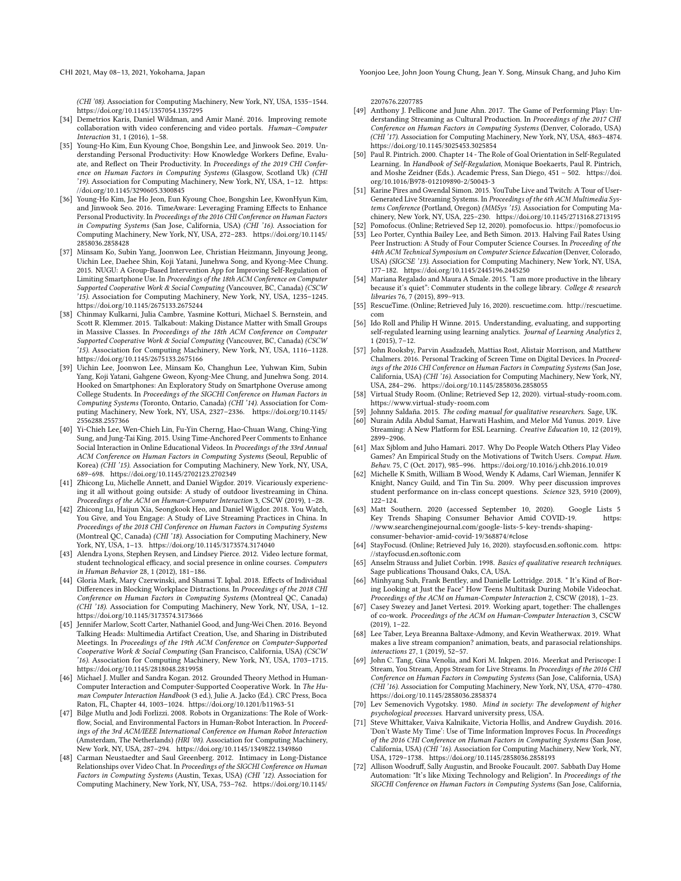(CHI '08). Association for Computing Machinery, New York, NY, USA, 1535–1544. https://doi.org/10.1145/1357054.1357295

[34] Demetrios Karis, Daniel Wildman, and Amir Mané. 2016. Improving remote collaboration with video conferencing and video portals. *Human–Computer Interaction* 31, 1 (2016), 1–58.

[35] Young-Ho Kim, Eun Kyoung Choe, Bongshin Lee, and Jinwook Seo. 2019. Understanding Personal Productivity: How Knowledge Workers Define, Evaluate, and Reflect on Their Productivity. In *Proceedings of the 2019 CHI Conference on Human Factors in Computing Systems* (Glasgow, Scotland Uk) *(CHI '19)*. Association for Computing Machinery, New York, NY, USA, 1–12. https://doi.org/10.1145/3290605.3300845

[36] Young-Ho Kim, Jae Ho Jeon, Eun Kyoung Choe, Bongshin Lee, KwonHyun Kim, and Jinwook Seo. 2016. TimeAware: Leveraging Framing Effects to Enhance Personal Productivity. In *Proceedings of the 2016 CHI Conference on Human Factors in Computing Systems* (San Jose, California, USA) *(CHI '16)*. Association for Computing Machinery, New York, NY, USA, 272–283. https://doi.org/10.1145/2858036.2858428

[37] Minsam Ko, Subin Yang, Joonwon Lee, Christian Heizmann, Jinyoung Jeong, Uichin Lee, Daehee Shin, Koji Yatani, Junehwa Song, and Kyong-Mee Chung. 2015. NUGU: A Group-Based Intervention App for Improving Self-Regulation of Limiting Smartphone Use. In *Proceedings of the 18th ACM Conference on Computer Supported Cooperative Work & Social Computing* (Vancouver, BC, Canada) *(CSCW '15)*. Association for Computing Machinery, New York, NY, USA, 1235–1245. https://doi.org/10.1145/2675133.2675244

[38] Chinmay Kulkarni, Julia Cambre, Yasmine Kotturi, Michael S. Bernstein, and Scott R. Klemmer. 2015. Talkabout: Making Distance Matter with Small Groups in Massive Classes. In *Proceedings of the 18th ACM Conference on Computer Supported Cooperative Work & Social Computing* (Vancouver, BC, Canada) *(CSCW '15)*. Association for Computing Machinery, New York, NY, USA, 1116–1128. https://doi.org/10.1145/2675133.2675166

[39] Uichin Lee, Joonwon Lee, Minsam Ko, Changhun Lee, Yuhwan Kim, Subin Yang, Koji Yatani, Gahgene Gweon, Kyong-Mee Chung, and Junehwa Song. 2014. Hooked on Smartphones: An Exploratory Study on Smartphone Overuse among College Students. In *Proceedings of the SIGCHI Conference on Human Factors in Computing Systems* (Toronto, Ontario, Canada) *(CHI '14)*. Association for Computing Machinery, New York, NY, USA, 2327–2336. https://doi.org/10.1145/2556288.2557366

[40] Yi-Chieh Lee, Wen-Chieh Lin, Fu-Yin Cherng, Hao-Chuan Wang, Ching-Ying Sung, and Jung-Tai King. 2015. Using Time-Anchored Peer Comments to Enhance Social Interaction in Online Educational Videos. In *Proceedings of the 33rd Annual ACM Conference on Human Factors in Computing Systems* (Seoul, Republic of Korea) *(CHI '15)*. Association for Computing Machinery, New York, NY, USA, 689–698. https://doi.org/10.1145/2702123.2702349

[41] Zhicong Lu, Michelle Annett, and Daniel Wigdor. 2019. Vicariously experiencing it all without going outside: A study of outdoor livestreaming in China. *Proceedings of the ACM on Human-Computer Interaction* 3, CSCW (2019), 1–28.

[42] Zhicong Lu, Haijun Xia, Seongkook Heo, and Daniel Wigdor. 2018. You Watch, You Give, and You Engage: A Study of Live Streaming Practices in China. In *Proceedings of the 2018 CHI Conference on Human Factors in Computing Systems* (Montreal QC, Canada) *(CHI '18)*. Association for Computing Machinery, New York, NY, USA, 1–13. https://doi.org/10.1145/3173574.3174040

[43] Alendra Lyons, Stephen Reysen, and Lindsey Pierce. 2012. Video lecture format, student technological efficacy, and social presence in online courses. *Computers in Human Behavior* 28, 1 (2012), 181–186.

[44] Gloria Mark, Mary Czerwinski, and Shamsi T. Iqbal. 2018. Effects of Individual Differences in Blocking Workplace Distractions. In *Proceedings of the 2018 CHI Conference on Human Factors in Computing Systems* (Montreal QC, Canada) *(CHI '18)*. Association for Computing Machinery, New York, NY, USA, 1–12. https://doi.org/10.1145/3173574.3173666

[45] Jennifer Marlow, Scott Carter, Nathaniel Good, and Jung-Wei Chen. 2016. Beyond Talking Heads: Multimedia Artifact Creation, Use, and Sharing in Distributed Meetings. In *Proceedings of the 19th ACM Conference on Computer-Supported Cooperative Work & Social Computing* (San Francisco, California, USA) *(CSCW '16)*. Association for Computing Machinery, New York, NY, USA, 1703–1715. https://doi.org/10.1145/2818048.2819958

[46] Michael J. Muller and Sandra Kogan. 2012. Grounded Theory Method in Human-Computer Interaction and Computer-Supported Cooperative Work. In *The Human Computer Interaction Handbook* (3 ed.), Julie A. Jacko (Ed.). CRC Press, Boca Raton, FL, Chapter 44, 1003–1024. https://doi.org/10.1201/b11963-51

[47] Bilge Mutlu and Jodi Forlizzi. 2008. Robots in Organizations: The Role of Workflow, Social, and Environmental Factors in Human-Robot Interaction. In *Proceedings of the 3rd ACM/IEEE International Conference on Human Robot Interaction* (Amsterdam, The Netherlands) *(HRI '08)*. Association for Computing Machinery, New York, NY, USA, 287–294. https://doi.org/10.1145/1349822.1349860

[48] Carman Neustaedter and Saul Greenberg. 2012. Intimacy in Long-Distance Relationships over Video Chat. In *Proceedings of the SIGCHI Conference on Human Factors in Computing Systems* (Austin, Texas, USA) *(CHI '12)*. Association for Computing Machinery, New York, NY, USA, 753–762. https://doi.org/10.1145/2207676.2207785

[49] Anthony J. Pellicone and June Ahn. 2017. The Game of Performing Play: Understanding Streaming as Cultural Production. In *Proceedings of the 2017 CHI Conference on Human Factors in Computing Systems* (Denver, Colorado, USA) *(CHI '17)*. Association for Computing Machinery, New York, NY, USA, 4863–4874. https://doi.org/10.1145/3025453.3025854

[50] Paul R. Pintrich. 2000. Chapter 14 - The Role of Goal Orientation in Self-Regulated Learning. In *Handbook of Self-Regulation*, Monique Boekaerts, Paul R. Pintrich, and Moshe Zeidner (Eds.). Academic Press, San Diego, 451 – 502. https://doi.org/10.1016/B978-012109890-2/50043-3

[51] Karine Pires and Gwendal Simon. 2015. YouTube Live and Twitch: A Tour of User-Generated Live Streaming Systems. In *Proceedings of the 6th ACM Multimedia Systems Conference* (Portland, Oregon) *(MMSys '15)*. Association for Computing Machinery, New York, NY, USA, 225–230. https://doi.org/10.1145/2713168.2713195

[52] Pomofocus. (Online; Retrieved Sep 12, 2020). pomofocus.io. https://pomofocus.io

[53] Leo Porter, Cynthia Bailey Lee, and Beth Simon. 2013. Halving Fail Rates Using Peer Instruction: A Study of Four Computer Science Courses. In *Proceeding of the 44th ACM Technical Symposium on Computer Science Education* (Denver, Colorado, USA) *(SIGCSE '13)*. Association for Computing Machinery, New York, NY, USA, 177–182. https://doi.org/10.1145/2445196.2445250

[54] Mariana Regalado and Maura A Smale. 2015. "I am more productive in the library because it's quiet": Commuter students in the college library. *College & research libraries* 76, 7 (2015), 899–913.

[55] RescueTime. (Online; Retrieved July 16, 2020). rescuetime.com. http://rescuetime.com

[56] Ido Roll and Philip H Winne. 2015. Understanding, evaluating, and supporting self-regulated learning using learning analytics. *Journal of Learning Analytics* 2, 1 (2015), 7–12.

[57] John Rooksby, Parvin Asadzadeh, Mattias Rost, Alistair Morrison, and Matthew Chalmers. 2016. Personal Tracking of Screen Time on Digital Devices. In *Proceedings of the 2016 CHI Conference on Human Factors in Computing Systems* (San Jose, California, USA) *(CHI '16)*. Association for Computing Machinery, New York, NY, USA, 284–296. https://doi.org/10.1145/2858036.2858055

[58] Virtual Study Room. (Online; Retrieved Sep 12, 2020). virtual-study-room.com. https://www.virtual-study-room.com

[59] Johnny Saldaña. 2015. *The coding manual for qualitative researchers*. Sage, UK.

[60] Nurain Adila Abdul Samat, Harwati Hashim, and Melor Md Yunus. 2019. Live Streaming: A New Platform for ESL Learning. *Creative Education* 10, 12 (2019), 2899–2906.

[61] Max Sjblom and Juho Hamari. 2017. Why Do People Watch Others Play Video Games? An Empirical Study on the Motivations of Twitch Users. *Comput. Hum. Behav.* 75, C (Oct. 2017), 985–996. https://doi.org/10.1016/j.chb.2016.10.019

[62] Michelle K Smith, William B Wood, Wendy K Adams, Carl Wieman, Jennifer K Knight, Nancy Guild, and Tin Tin Su. 2009. Why peer discussion improves student performance on in-class concept questions. *Science* 323, 5910 (2009), 122–124.

[63] Matt Southern. 2020 (accessed September 10, 2020). Google Lists 5 Key Trends Shaping Consumer Behavior Amid COVID-19. https://www.searchenginejournal.com/google-lists-5-key-trends-shaping-consumer-behavior-amid-covid-19/368874/#close

[64] StayFocusd. (Online; Retrieved July 16, 2020). stayfocusd.en.softonic.com. https://stayfocusd.en.softonic.com

[65] Anselm Strauss and Juliet Corbin. 1998. *Basics of qualitative research techniques*. Sage publications Thousand Oaks, CA, USA.

[66] Minhyang Suh, Frank Bentley, and Danielle Lottridge. 2018. " It's Kind of Boring Looking at Just the Face" How Teens Multitask During Mobile Videochat. *Proceedings of the ACM on Human-Computer Interaction* 2, CSCW (2018), 1–23.

[67] Casey Swezey and Janet Vertesi. 2019. Working apart, together: The challenges of co-work. *Proceedings of the ACM on Human-Computer Interaction* 3, CSCW (2019), 1–22.

[68] Lee Taber, Leya Breanna Baltaxe-Admony, and Kevin Weatherwax. 2019. What makes a live stream companion? animation, beats, and parasocial relationships. *interactions* 27, 1 (2019), 52–57.

[69] John C. Tang, Gina Venolia, and Kori M. Inkpen. 2016. Meerkat and Periscope: I Stream, You Stream, Apps Stream for Live Streams. In *Proceedings of the 2016 CHI Conference on Human Factors in Computing Systems* (San Jose, California, USA) *(CHI '16)*. Association for Computing Machinery, New York, NY, USA, 4770–4780. https://doi.org/10.1145/2858036.2858374

[70] Lev Semenovich Vygotsky. 1980. *Mind in society: The development of higher psychological processes*. Harvard university press, USA.

[71] Steve Whittaker, Vaiva Kalnikaite, Victoria Hollis, and Andrew Guydish. 2016. 'Don't Waste My Time': Use of Time Information Improves Focus. In *Proceedings of the 2016 CHI Conference on Human Factors in Computing Systems* (San Jose, California, USA) *(CHI '16)*. Association for Computing Machinery, New York, NY, USA, 1729–1738. https://doi.org/10.1145/2858036.2858193

[72] Allison Woodruff, Sally Augustin, and Brooke Foucault. 2007. Sabbath Day Home Automation: "It's like Mixing Technology and Religion". In *Proceedings of the SIGCHI Conference on Human Factors in Computing Systems* (San Jose, California,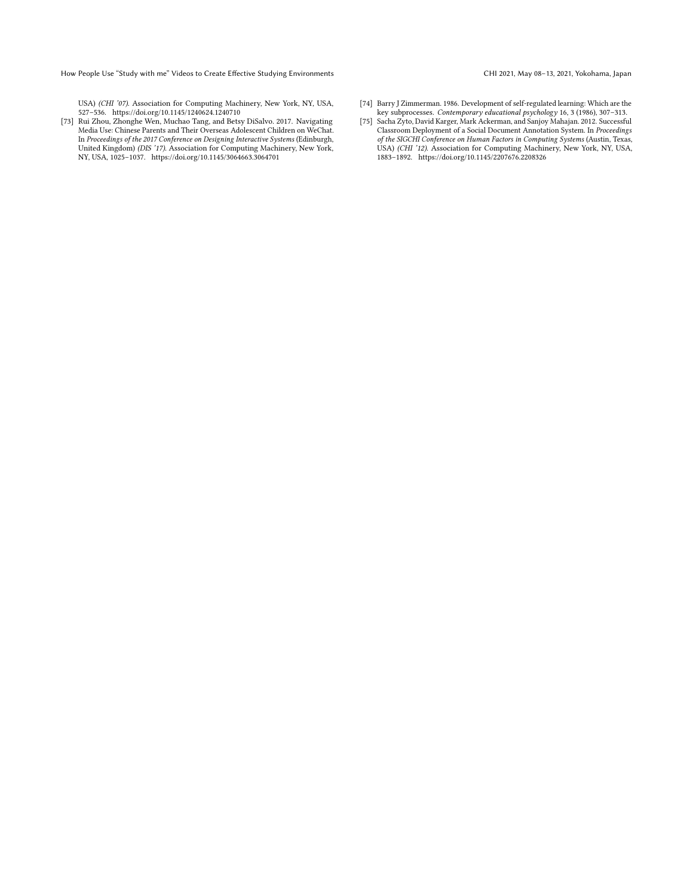USA) *(CHI '07)*. Association for Computing Machinery, New York, NY, USA, 527–536. https://doi.org/10.1145/1240624.1240710

[73] Rui Zhou, Zhonghe Wen, Muchao Tang, and Betsy DiSalvo. 2017. Navigating Media Use: Chinese Parents and Their Overseas Adolescent Children on WeChat. In *Proceedings of the 2017 Conference on Designing Interactive Systems* (Edinburgh, United Kingdom) *(DIS '17)*. Association for Computing Machinery, New York, NY, USA, 1025–1037. https://doi.org/10.1145/3064663.3064701

[74] Barry J Zimmerman. 1986. Development of self-regulated learning: Which are the key subprocesses. *Contemporary educational psychology* 16, 3 (1986), 307–313.

[75] Sacha Zyto, David Karger, Mark Ackerman, and Sanjoy Mahajan. 2012. Successful Classroom Deployment of a Social Document Annotation System. In *Proceedings of the SIGCHI Conference on Human Factors in Computing Systems* (Austin, Texas, USA) *(CHI '12)*. Association for Computing Machinery, New York, NY, USA, 1883–1892. https://doi.org/10.1145/2207676.2208326